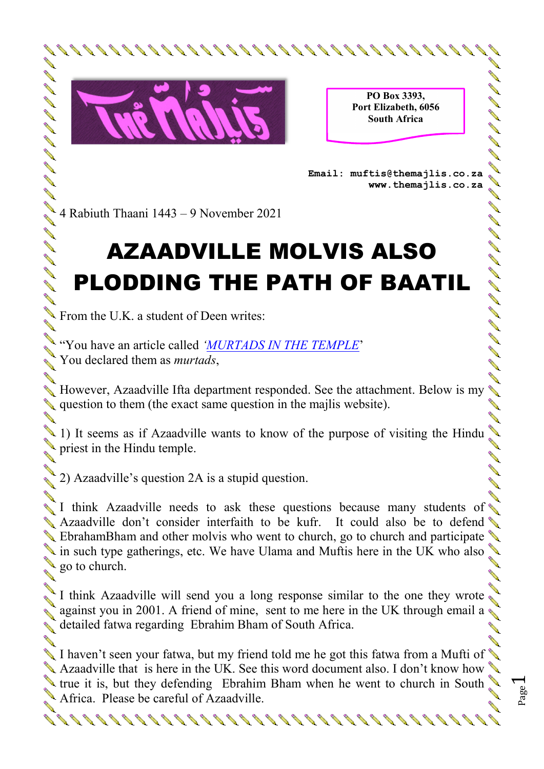PO Box 3393,
Port Elizabeth, 6056
South Africa

Email: muftis@themajlis.co.za
www.themajlis.co.za

4 Rabiuth Thaani 1443 – 9 November 2021

# AZAADVILLE MOLVIS ALSO PLODDING THE PATH OF BAATIL

From the U.K. a student of Deen writes:

"You have an article called '*MURTADS IN THE TEMPLE*'
You declared them as *murtads*,

However, Azaadville Ifta department responded. See the attachment. Below is my question to them (the exact same question in the majlis website).

1) It seems as if Azaadville wants to know of the purpose of visiting the Hindu priest in the Hindu temple.

2) Azaadville's question 2A is a stupid question.

I think Azaadville needs to ask these questions because many students of Azaadville don't consider interfaith to be kufr. It could also be to defend EbrahamBham and other molvis who went to church, go to church and participate in such type gatherings, etc. We have Ulama and Muftis here in the UK who also go to church.

I think Azaadville will send you a long response similar to the one they wrote against you in 2001. A friend of mine, sent to me here in the UK through email a detailed fatwa regarding Ebrahim Bham of South Africa.

I haven't seen your fatwa, but my friend told me he got this fatwa from a Mufti of Azaadville that is here in the UK. See this word document also. I don't know how true it is, but they defending Ebrahim Bham when he went to church in South Africa. Please be careful of Azaadville.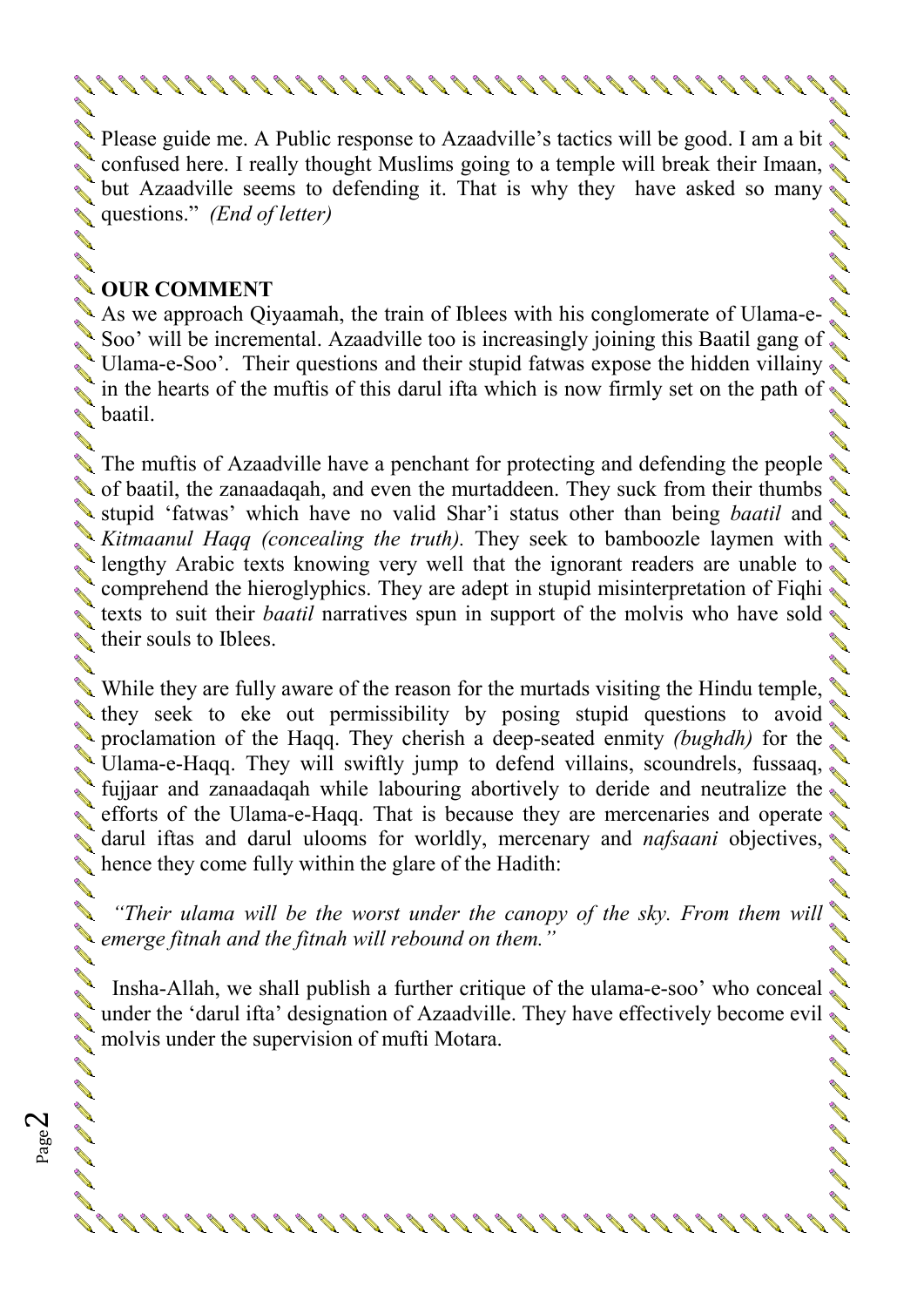Please guide me. A Public response to Azaadville's tactics will be good. I am a bit confused here. I really thought Muslims going to a temple will break their Imaan, but Azaadville seems to defending it. That is why they have asked so many questions." *(End of letter)*

**OUR COMMENT**

As we approach Qiyaamah, the train of Iblees with his conglomerate of Ulama-e-Soo' will be incremental. Azaadville too is increasingly joining this Baatil gang of Ulama-e-Soo'. Their questions and their stupid fatwas expose the hidden villainy in the hearts of the muftis of this darul ifta which is now firmly set on the path of baatil.

The muftis of Azaadville have a penchant for protecting and defending the people of baatil, the zanaadaqah, and even the murtaddeen. They suck from their thumbs stupid 'fatwas' which have no valid Shar'i status other than being *baatil* and *Kitmaanul Haqq (concealing the truth).* They seek to bamboozle laymen with lengthy Arabic texts knowing very well that the ignorant readers are unable to comprehend the hieroglyphics. They are adept in stupid misinterpretation of Fiqhi texts to suit their *baatil* narratives spun in support of the molvis who have sold their souls to Iblees.

While they are fully aware of the reason for the murtads visiting the Hindu temple, they seek to eke out permissibility by posing stupid questions to avoid proclamation of the Haqq. They cherish a deep-seated enmity *(bughdh)* for the Ulama-e-Haqq. They will swiftly jump to defend villains, scoundrels, fussaaq, fujjaar and zanaadaqah while labouring abortively to deride and neutralize the efforts of the Ulama-e-Haqq. That is because they are mercenaries and operate darul iftas and darul ulooms for worldly, mercenary and *nafsaani* objectives, hence they come fully within the glare of the Hadith:

*"Their ulama will be the worst under the canopy of the sky. From them will emerge fitnah and the fitnah will rebound on them."*

Insha-Allah, we shall publish a further critique of the ulama-e-soo' who conceal under the 'darul ifta' designation of Azaadville. They have effectively become evil molvis under the supervision of mufti Motara.